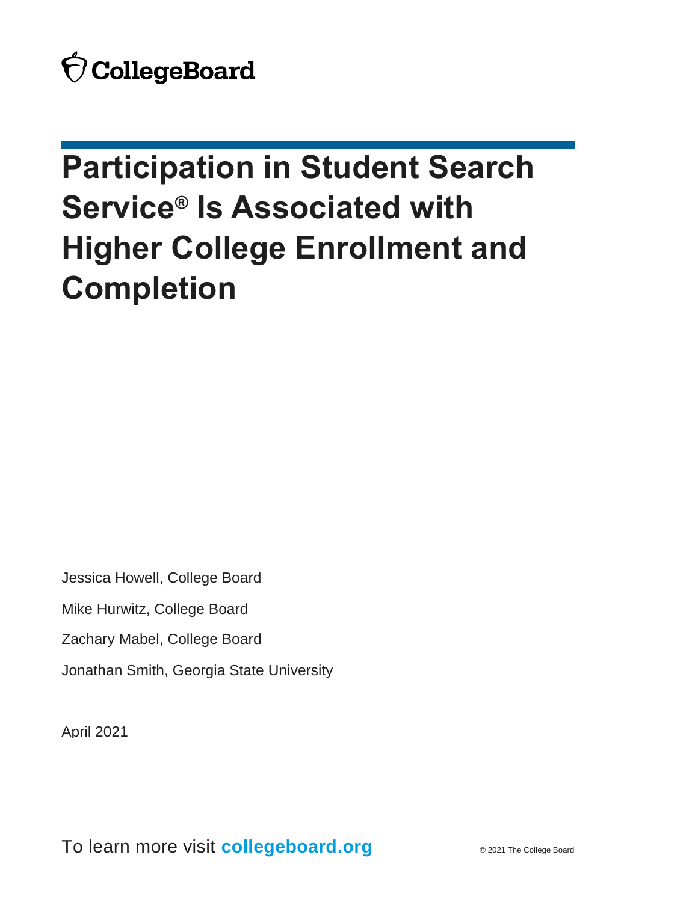CollegeBoard

# Participation in Student Search Service® Is Associated with Higher College Enrollment and Completion

Jessica Howell, College Board

Mike Hurwitz, College Board

Zachary Mabel, College Board

Jonathan Smith, Georgia State University

April 2021

To learn more visit **collegeboard.org**

© 2021 The College Board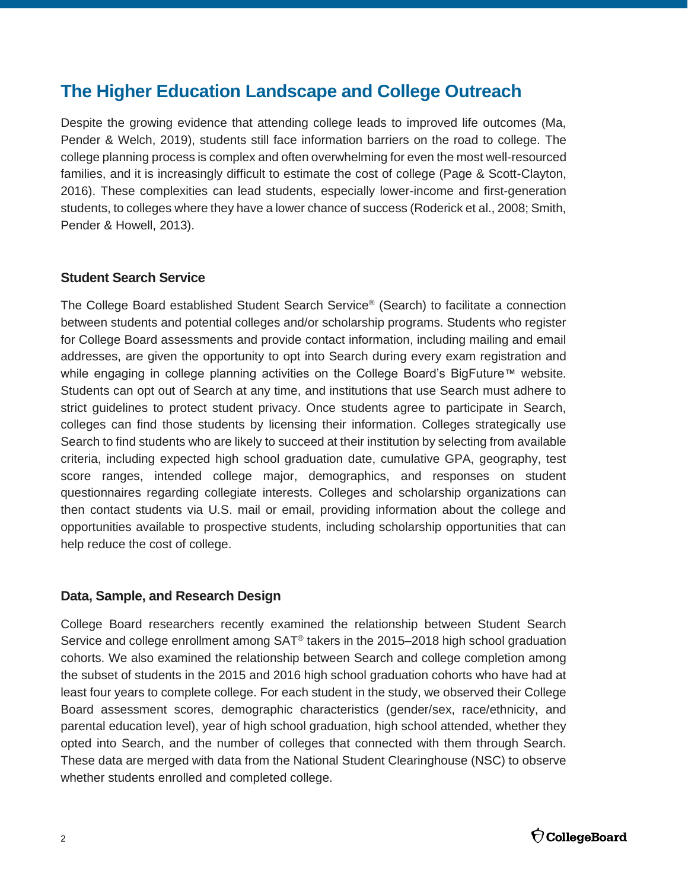## The Higher Education Landscape and College Outreach

Despite the growing evidence that attending college leads to improved life outcomes (Ma, Pender & Welch, 2019), students still face information barriers on the road to college. The college planning process is complex and often overwhelming for even the most well-resourced families, and it is increasingly difficult to estimate the cost of college (Page & Scott-Clayton, 2016). These complexities can lead students, especially lower-income and first-generation students, to colleges where they have a lower chance of success (Roderick et al., 2008; Smith, Pender & Howell, 2013).

### Student Search Service

The College Board established Student Search Service® (Search) to facilitate a connection between students and potential colleges and/or scholarship programs. Students who register for College Board assessments and provide contact information, including mailing and email addresses, are given the opportunity to opt into Search during every exam registration and while engaging in college planning activities on the College Board's BigFuture™ website. Students can opt out of Search at any time, and institutions that use Search must adhere to strict guidelines to protect student privacy. Once students agree to participate in Search, colleges can find those students by licensing their information. Colleges strategically use Search to find students who are likely to succeed at their institution by selecting from available criteria, including expected high school graduation date, cumulative GPA, geography, test score ranges, intended college major, demographics, and responses on student questionnaires regarding collegiate interests. Colleges and scholarship organizations can then contact students via U.S. mail or email, providing information about the college and opportunities available to prospective students, including scholarship opportunities that can help reduce the cost of college.

### Data, Sample, and Research Design

College Board researchers recently examined the relationship between Student Search Service and college enrollment among SAT® takers in the 2015–2018 high school graduation cohorts. We also examined the relationship between Search and college completion among the subset of students in the 2015 and 2016 high school graduation cohorts who have had at least four years to complete college. For each student in the study, we observed their College Board assessment scores, demographic characteristics (gender/sex, race/ethnicity, and parental education level), year of high school graduation, high school attended, whether they opted into Search, and the number of colleges that connected with them through Search. These data are merged with data from the National Student Clearinghouse (NSC) to observe whether students enrolled and completed college.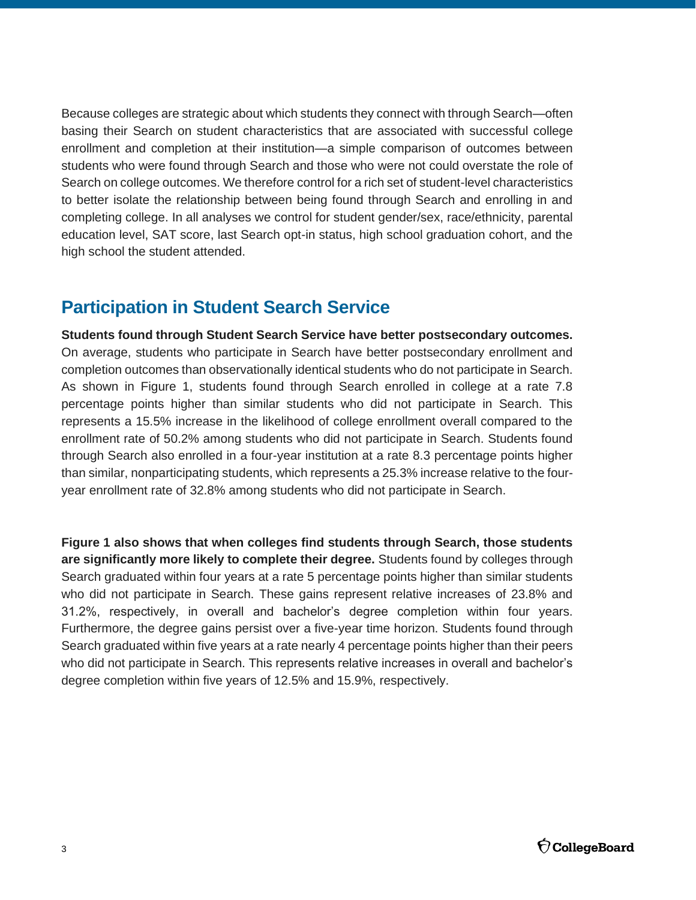Because colleges are strategic about which students they connect with through Search—often basing their Search on student characteristics that are associated with successful college enrollment and completion at their institution—a simple comparison of outcomes between students who were found through Search and those who were not could overstate the role of Search on college outcomes. We therefore control for a rich set of student-level characteristics to better isolate the relationship between being found through Search and enrolling in and completing college. In all analyses we control for student gender/sex, race/ethnicity, parental education level, SAT score, last Search opt-in status, high school graduation cohort, and the high school the student attended.

## Participation in Student Search Service

**Students found through Student Search Service have better postsecondary outcomes.** On average, students who participate in Search have better postsecondary enrollment and completion outcomes than observationally identical students who do not participate in Search. As shown in Figure 1, students found through Search enrolled in college at a rate 7.8 percentage points higher than similar students who did not participate in Search. This represents a 15.5% increase in the likelihood of college enrollment overall compared to the enrollment rate of 50.2% among students who did not participate in Search. Students found through Search also enrolled in a four-year institution at a rate 8.3 percentage points higher than similar, nonparticipating students, which represents a 25.3% increase relative to the four-year enrollment rate of 32.8% among students who did not participate in Search.

**Figure 1 also shows that when colleges find students through Search, those students are significantly more likely to complete their degree.** Students found by colleges through Search graduated within four years at a rate 5 percentage points higher than similar students who did not participate in Search. These gains represent relative increases of 23.8% and 31.2%, respectively, in overall and bachelor's degree completion within four years. Furthermore, the degree gains persist over a five-year time horizon. Students found through Search graduated within five years at a rate nearly 4 percentage points higher than their peers who did not participate in Search. This represents relative increases in overall and bachelor's degree completion within five years of 12.5% and 15.9%, respectively.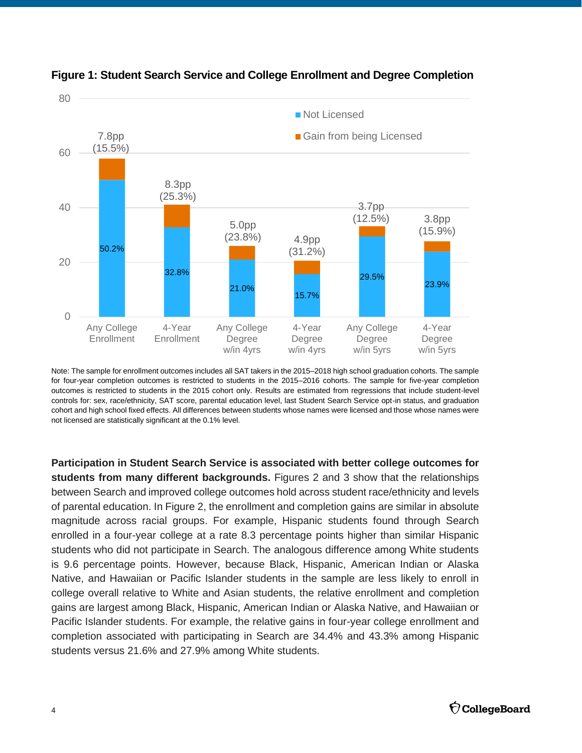**Figure 1: Student Search Service and College Enrollment and Degree Completion**

| Outcome | Not Licensed | Gain from being Licensed |
| --- | --- | --- |
| Any College Enrollment | 50.2% | 7.8pp (15.5%) |
| 4-Year Enrollment | 32.8% | 8.3pp (25.3%) |
| Any College Degree w/in 4yrs | 21.0% | 5.0pp (23.8%) |
| 4-Year Degree w/in 4yrs | 15.7% | 4.9pp (31.2%) |
| Any College Degree w/in 5yrs | 29.5% | 3.7pp (12.5%) |
| 4-Year Degree w/in 5yrs | 23.9% | 3.8pp (15.9%) |

Note: The sample for enrollment outcomes includes all SAT takers in the 2015–2018 high school graduation cohorts. The sample for four-year completion outcomes is restricted to students in the 2015–2016 cohorts. The sample for five-year completion outcomes is restricted to students in the 2015 cohort only. Results are estimated from regressions that include student-level controls for: sex, race/ethnicity, SAT score, parental education level, last Student Search Service opt-in status, and graduation cohort and high school fixed effects. All differences between students whose names were licensed and those whose names were not licensed are statistically significant at the 0.1% level.

**Participation in Student Search Service is associated with better college outcomes for students from many different backgrounds.** Figures 2 and 3 show that the relationships between Search and improved college outcomes hold across student race/ethnicity and levels of parental education. In Figure 2, the enrollment and completion gains are similar in absolute magnitude across racial groups. For example, Hispanic students found through Search enrolled in a four-year college at a rate 8.3 percentage points higher than similar Hispanic students who did not participate in Search. The analogous difference among White students is 9.6 percentage points. However, because Black, Hispanic, American Indian or Alaska Native, and Hawaiian or Pacific Islander students in the sample are less likely to enroll in college overall relative to White and Asian students, the relative enrollment and completion gains are largest among Black, Hispanic, American Indian or Alaska Native, and Hawaiian or Pacific Islander students. For example, the relative gains in four-year college enrollment and completion associated with participating in Search are 34.4% and 43.3% among Hispanic students versus 21.6% and 27.9% among White students.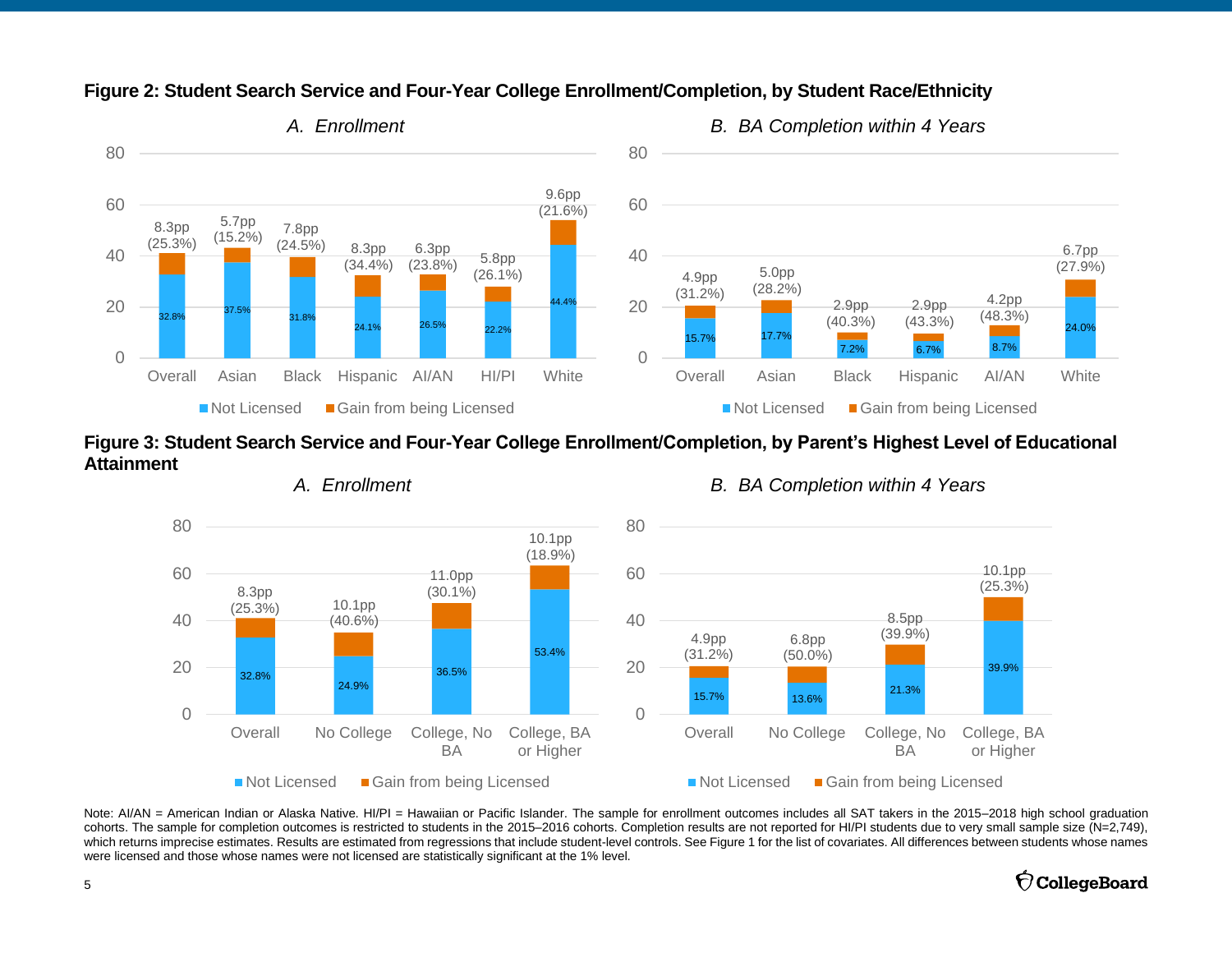**Figure 2: Student Search Service and Four-Year College Enrollment/Completion, by Student Race/Ethnicity**

*A. Enrollment*

| Group | Not Licensed | Gain from being Licensed |
|---|---|---|
| Overall | 32.8% | 8.3pp (25.3%) |
| Asian | 37.5% | 5.7pp (15.2%) |
| Black | 31.8% | 7.8pp (24.5%) |
| Hispanic | 24.1% | 8.3pp (34.4%) |
| AI/AN | 26.5% | 6.3pp (23.8%) |
| HI/PI | 22.2% | 5.8pp (26.1%) |
| White | 44.4% | 9.6pp (21.6%) |

*B. BA Completion within 4 Years*

| Group | Not Licensed | Gain from being Licensed |
|---|---|---|
| Overall | 15.7% | 4.9pp (31.2%) |
| Asian | 17.7% | 5.0pp (28.2%) |
| Black | 7.2% | 2.9pp (40.3%) |
| Hispanic | 6.7% | 2.9pp (43.3%) |
| AI/AN | 8.7% | 4.2pp (48.3%) |
| White | 24.0% | 6.7pp (27.9%) |

**Figure 3: Student Search Service and Four-Year College Enrollment/Completion, by Parent's Highest Level of Educational Attainment**

*A. Enrollment*

| Group | Not Licensed | Gain from being Licensed |
|---|---|---|
| Overall | 32.8% | 8.3pp (25.3%) |
| No College | 24.9% | 10.1pp (40.6%) |
| College, No BA | 36.5% | 11.0pp (30.1%) |
| College, BA or Higher | 53.4% | 10.1pp (18.9%) |

*B. BA Completion within 4 Years*

| Group | Not Licensed | Gain from being Licensed |
|---|---|---|
| Overall | 15.7% | 4.9pp (31.2%) |
| No College | 13.6% | 6.8pp (50.0%) |
| College, No BA | 21.3% | 8.5pp (39.9%) |
| College, BA or Higher | 39.9% | 10.1pp (25.3%) |

Note: AI/AN = American Indian or Alaska Native. HI/PI = Hawaiian or Pacific Islander. The sample for enrollment outcomes includes all SAT takers in the 2015–2018 high school graduation cohorts. The sample for completion outcomes is restricted to students in the 2015–2016 cohorts. Completion results are not reported for HI/PI students due to very small sample size (N=2,749), which returns imprecise estimates. Results are estimated from regressions that include student-level controls. See Figure 1 for the list of covariates. All differences between students whose names were licensed and those whose names were not licensed are statistically significant at the 1% level.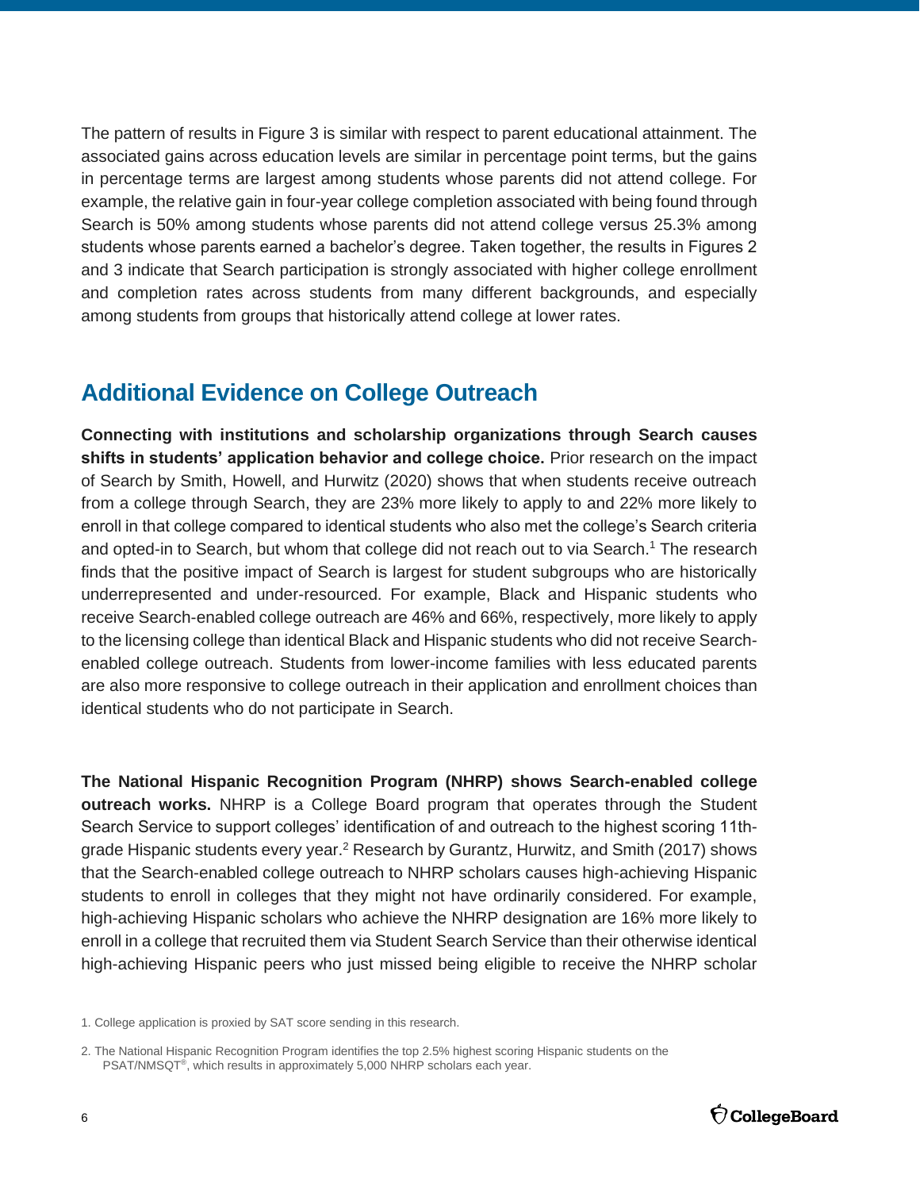The pattern of results in Figure 3 is similar with respect to parent educational attainment. The associated gains across education levels are similar in percentage point terms, but the gains in percentage terms are largest among students whose parents did not attend college. For example, the relative gain in four-year college completion associated with being found through Search is 50% among students whose parents did not attend college versus 25.3% among students whose parents earned a bachelor's degree. Taken together, the results in Figures 2 and 3 indicate that Search participation is strongly associated with higher college enrollment and completion rates across students from many different backgrounds, and especially among students from groups that historically attend college at lower rates.

## Additional Evidence on College Outreach

**Connecting with institutions and scholarship organizations through Search causes shifts in students' application behavior and college choice.** Prior research on the impact of Search by Smith, Howell, and Hurwitz (2020) shows that when students receive outreach from a college through Search, they are 23% more likely to apply to and 22% more likely to enroll in that college compared to identical students who also met the college's Search criteria and opted-in to Search, but whom that college did not reach out to via Search.[1] The research finds that the positive impact of Search is largest for student subgroups who are historically underrepresented and under-resourced. For example, Black and Hispanic students who receive Search-enabled college outreach are 46% and 66%, respectively, more likely to apply to the licensing college than identical Black and Hispanic students who did not receive Search-enabled college outreach. Students from lower-income families with less educated parents are also more responsive to college outreach in their application and enrollment choices than identical students who do not participate in Search.

**The National Hispanic Recognition Program (NHRP) shows Search-enabled college outreach works.** NHRP is a College Board program that operates through the Student Search Service to support colleges' identification of and outreach to the highest scoring 11th-grade Hispanic students every year.[2] Research by Gurantz, Hurwitz, and Smith (2017) shows that the Search-enabled college outreach to NHRP scholars causes high-achieving Hispanic students to enroll in colleges that they might not have ordinarily considered. For example, high-achieving Hispanic scholars who achieve the NHRP designation are 16% more likely to enroll in a college that recruited them via Student Search Service than their otherwise identical high-achieving Hispanic peers who just missed being eligible to receive the NHRP scholar

1. College application is proxied by SAT score sending in this research.

2. The National Hispanic Recognition Program identifies the top 2.5% highest scoring Hispanic students on the PSAT/NMSQT®, which results in approximately 5,000 NHRP scholars each year.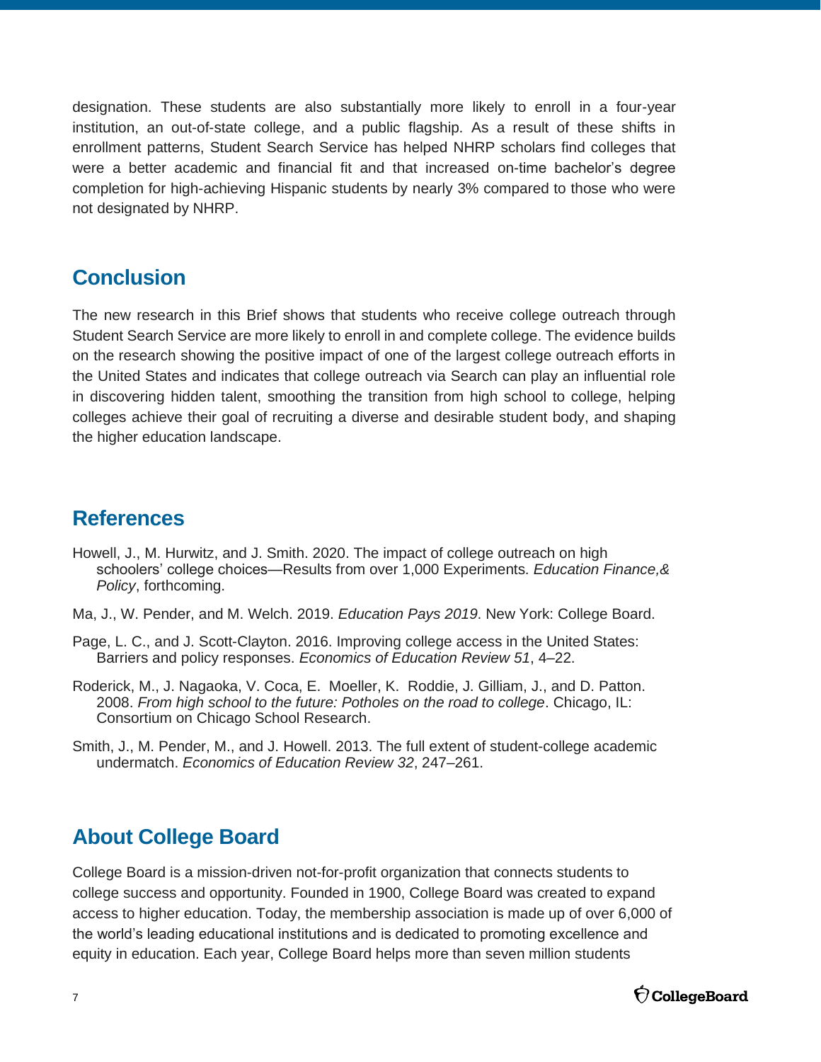designation. These students are also substantially more likely to enroll in a four-year institution, an out-of-state college, and a public flagship. As a result of these shifts in enrollment patterns, Student Search Service has helped NHRP scholars find colleges that were a better academic and financial fit and that increased on-time bachelor's degree completion for high-achieving Hispanic students by nearly 3% compared to those who were not designated by NHRP.

## Conclusion

The new research in this Brief shows that students who receive college outreach through Student Search Service are more likely to enroll in and complete college. The evidence builds on the research showing the positive impact of one of the largest college outreach efforts in the United States and indicates that college outreach via Search can play an influential role in discovering hidden talent, smoothing the transition from high school to college, helping colleges achieve their goal of recruiting a diverse and desirable student body, and shaping the higher education landscape.

## References

Howell, J., M. Hurwitz, and J. Smith. 2020. The impact of college outreach on high schoolers' college choices—Results from over 1,000 Experiments. *Education Finance,& Policy*, forthcoming.

Ma, J., W. Pender, and M. Welch. 2019. *Education Pays 2019*. New York: College Board.

Page, L. C., and J. Scott-Clayton. 2016. Improving college access in the United States: Barriers and policy responses. *Economics of Education Review 51*, 4–22.

Roderick, M., J. Nagaoka, V. Coca, E. Moeller, K. Roddie, J. Gilliam, J., and D. Patton. 2008. *From high school to the future: Potholes on the road to college*. Chicago, IL: Consortium on Chicago School Research.

Smith, J., M. Pender, M., and J. Howell. 2013. The full extent of student-college academic undermatch. *Economics of Education Review 32*, 247–261.

## About College Board

College Board is a mission-driven not-for-profit organization that connects students to college success and opportunity. Founded in 1900, College Board was created to expand access to higher education. Today, the membership association is made up of over 6,000 of the world's leading educational institutions and is dedicated to promoting excellence and equity in education. Each year, College Board helps more than seven million students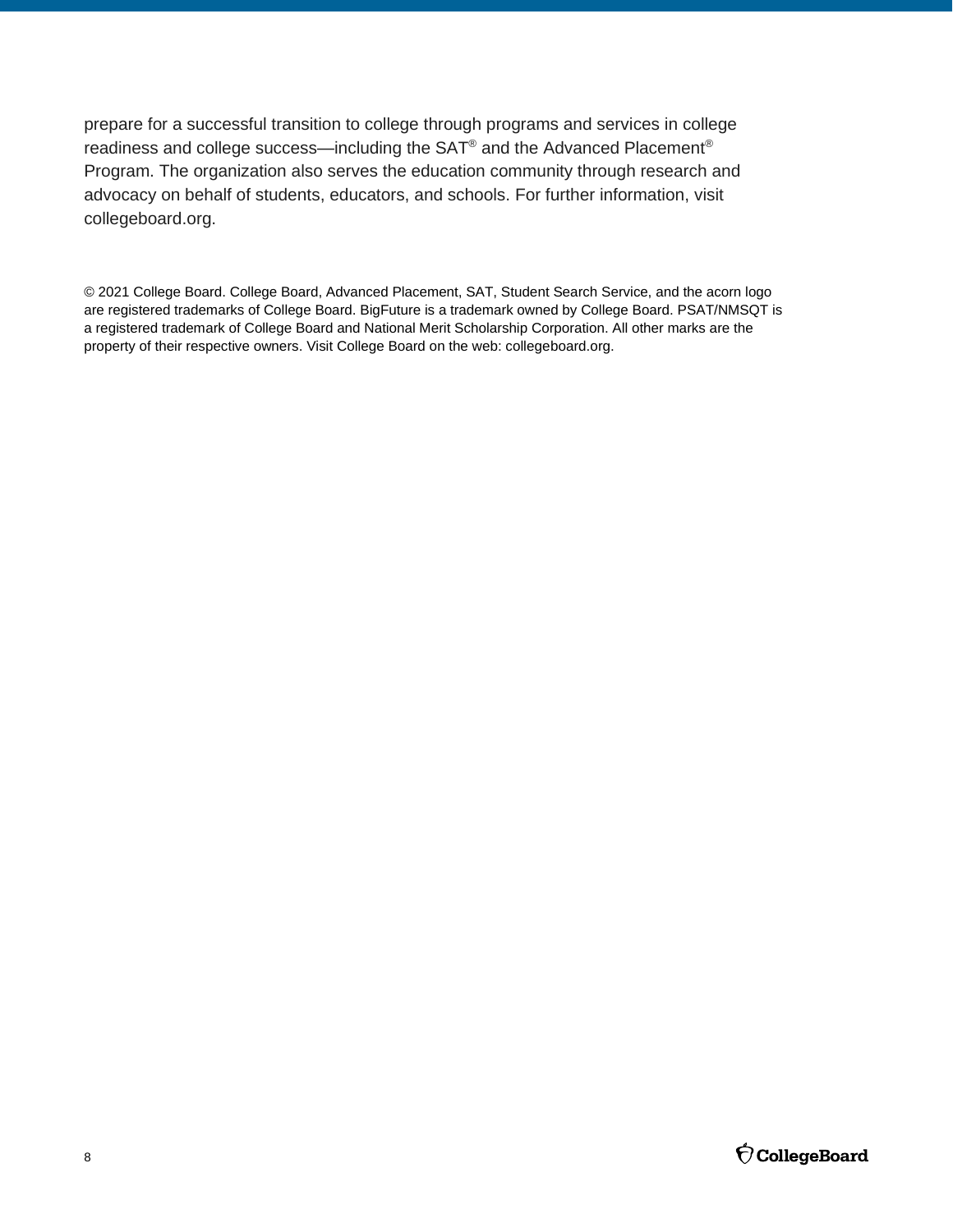prepare for a successful transition to college through programs and services in college readiness and college success—including the SAT® and the Advanced Placement® Program. The organization also serves the education community through research and advocacy on behalf of students, educators, and schools. For further information, visit collegeboard.org.

© 2021 College Board. College Board, Advanced Placement, SAT, Student Search Service, and the acorn logo are registered trademarks of College Board. BigFuture is a trademark owned by College Board. PSAT/NMSQT is a registered trademark of College Board and National Merit Scholarship Corporation. All other marks are the property of their respective owners. Visit College Board on the web: collegeboard.org.